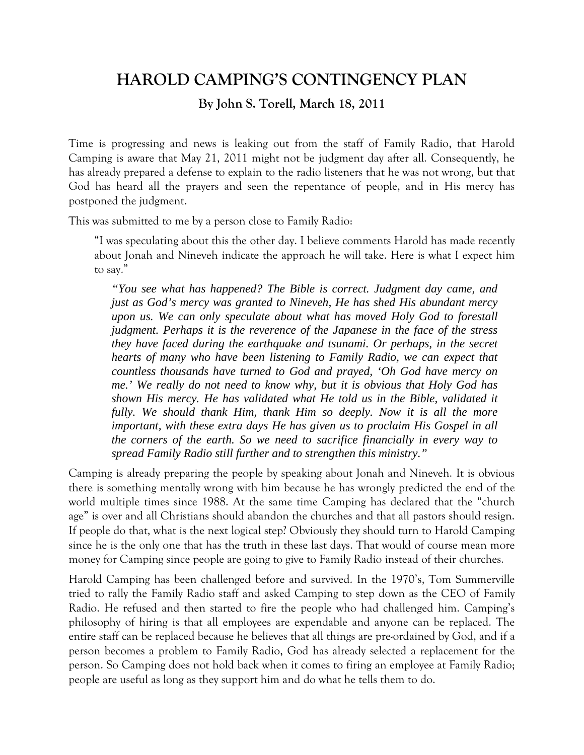# HAROLD CAMPING'S CONTINGENCY PLAN

**By John S. Torell, March 18, 2011**

Time is progressing and news is leaking out from the staff of Family Radio, that Harold Camping is aware that May 21, 2011 might not be judgment day after all. Consequently, he has already prepared a defense to explain to the radio listeners that he was not wrong, but that God has heard all the prayers and seen the repentance of people, and in His mercy has postponed the judgment.

This was submitted to me by a person close to Family Radio:

> "I was speculating about this the other day. I believe comments Harold has made recently about Jonah and Nineveh indicate the approach he will take. Here is what I expect him to say."
>
> > *"You see what has happened? The Bible is correct. Judgment day came, and just as God's mercy was granted to Nineveh, He has shed His abundant mercy upon us. We can only speculate about what has moved Holy God to forestall judgment. Perhaps it is the reverence of the Japanese in the face of the stress they have faced during the earthquake and tsunami. Or perhaps, in the secret hearts of many who have been listening to Family Radio, we can expect that countless thousands have turned to God and prayed, 'Oh God have mercy on me.' We really do not need to know why, but it is obvious that Holy God has shown His mercy. He has validated what He told us in the Bible, validated it fully. We should thank Him, thank Him so deeply. Now it is all the more important, with these extra days He has given us to proclaim His Gospel in all the corners of the earth. So we need to sacrifice financially in every way to spread Family Radio still further and to strengthen this ministry."*

Camping is already preparing the people by speaking about Jonah and Nineveh. It is obvious there is something mentally wrong with him because he has wrongly predicted the end of the world multiple times since 1988. At the same time Camping has declared that the "church age" is over and all Christians should abandon the churches and that all pastors should resign. If people do that, what is the next logical step? Obviously they should turn to Harold Camping since he is the only one that has the truth in these last days. That would of course mean more money for Camping since people are going to give to Family Radio instead of their churches.

Harold Camping has been challenged before and survived. In the 1970's, Tom Summerville tried to rally the Family Radio staff and asked Camping to step down as the CEO of Family Radio. He refused and then started to fire the people who had challenged him. Camping's philosophy of hiring is that all employees are expendable and anyone can be replaced. The entire staff can be replaced because he believes that all things are pre-ordained by God, and if a person becomes a problem to Family Radio, God has already selected a replacement for the person. So Camping does not hold back when it comes to firing an employee at Family Radio; people are useful as long as they support him and do what he tells them to do.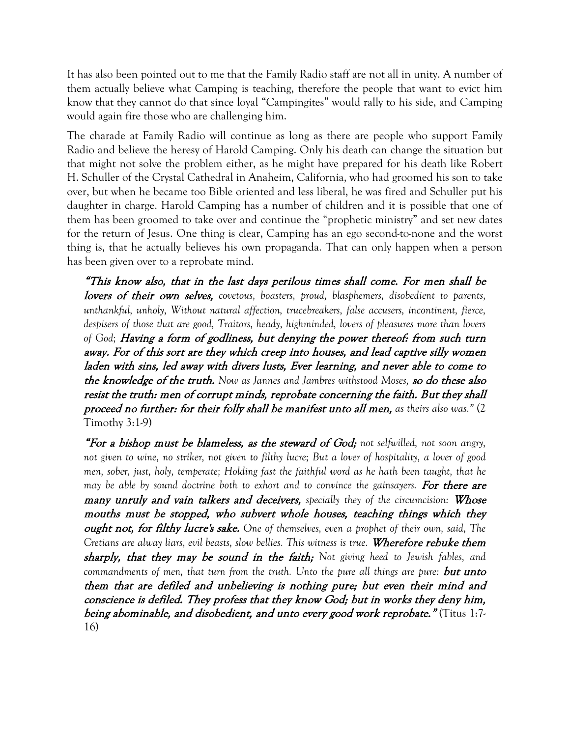It has also been pointed out to me that the Family Radio staff are not all in unity. A number of them actually believe what Camping is teaching, therefore the people that want to evict him know that they cannot do that since loyal "Campingites" would rally to his side, and Camping would again fire those who are challenging him.

The charade at Family Radio will continue as long as there are people who support Family Radio and believe the heresy of Harold Camping. Only his death can change the situation but that might not solve the problem either, as he might have prepared for his death like Robert H. Schuller of the Crystal Cathedral in Anaheim, California, who had groomed his son to take over, but when he became too Bible oriented and less liberal, he was fired and Schuller put his daughter in charge. Harold Camping has a number of children and it is possible that one of them has been groomed to take over and continue the "prophetic ministry" and set new dates for the return of Jesus. One thing is clear, Camping has an ego second-to-none and the worst thing is, that he actually believes his own propaganda. That can only happen when a person has been given over to a reprobate mind.

> ***"This know also, that in the last days perilous times shall come. For men shall be lovers of their own selves,*** *covetous, boasters, proud, blasphemers, disobedient to parents, unthankful, unholy, Without natural affection, trucebreakers, false accusers, incontinent, fierce, despisers of those that are good, Traitors, heady, highminded, lovers of pleasures more than lovers of God;* ***Having a form of godliness, but denying the power thereof: from such turn away. For of this sort are they which creep into houses, and lead captive silly women laden with sins, led away with divers lusts, Ever learning, and never able to come to the knowledge of the truth.*** *Now as Jannes and Jambres withstood Moses,* ***so do these also resist the truth: men of corrupt minds, reprobate concerning the faith. But they shall proceed no further: for their folly shall be manifest unto all men,*** *as theirs also was."* (2 Timothy 3:1-9)

> ***"For a bishop must be blameless, as the steward of God;*** *not selfwilled, not soon angry, not given to wine, no striker, not given to filthy lucre; But a lover of hospitality, a lover of good men, sober, just, holy, temperate; Holding fast the faithful word as he hath been taught, that he may be able by sound doctrine both to exhort and to convince the gainsayers.* ***For there are many unruly and vain talkers and deceivers,*** *specially they of the circumcision:* ***Whose mouths must be stopped, who subvert whole houses, teaching things which they ought not, for filthy lucre's sake.*** *One of themselves, even a prophet of their own, said, The Cretians are alway liars, evil beasts, slow bellies. This witness is true.* ***Wherefore rebuke them sharply, that they may be sound in the faith;*** *Not giving heed to Jewish fables, and commandments of men, that turn from the truth. Unto the pure all things are pure:* ***but unto them that are defiled and unbelieving is nothing pure; but even their mind and conscience is defiled. They profess that they know God; but in works they deny him, being abominable, and disobedient, and unto every good work reprobate."*** (Titus 1:7-16)